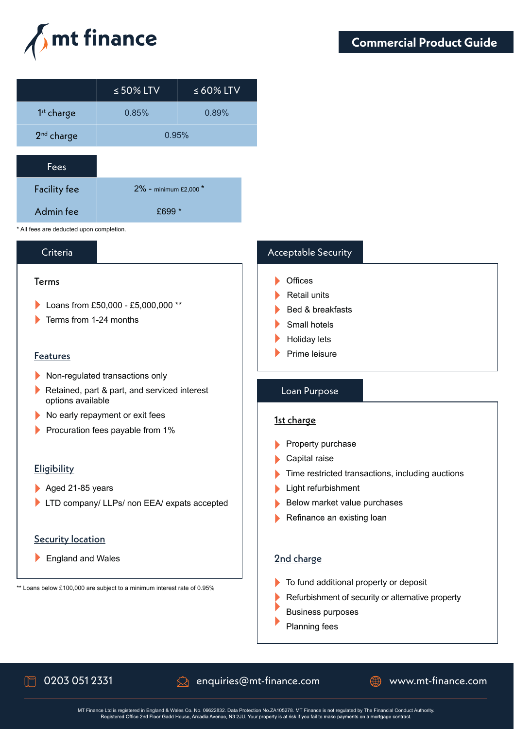# mt finance

## Commercial Product Guide

| | ≤ 50% LTV | ≤ 60% LTV |
|---|---|---|
| 1st charge | 0.85% | 0.89% |
| 2nd charge | 0.95% | |

| Fees | |
|---|---|
| Facility fee | 2% - minimum £2,000 * |
| Admin fee | £699 * |

* All fees are deducted upon completion.

## Criteria

### Terms

- Loans from £50,000 - £5,000,000 **
- Terms from 1-24 months

### Features

- Non-regulated transactions only
- Retained, part & part, and serviced interest options available
- No early repayment or exit fees
- Procuration fees payable from 1%

### Eligibility

- Aged 21-85 years
- LTD company/ LLPs/ non EEA/ expats accepted

### Security location

- England and Wales

** Loans below £100,000 are subject to a minimum interest rate of 0.95%

## Acceptable Security

- Offices
- Retail units
- Bed & breakfasts
- Small hotels
- Holiday lets
- Prime leisure

## Loan Purpose

### 1st charge

- Property purchase
- Capital raise
- Time restricted transactions, including auctions
- Light refurbishment
- Below market value purchases
- Refinance an existing loan

### 2nd charge

- To fund additional property or deposit
- Refurbishment of security or alternative property
- Business purposes
- Planning fees

0203 051 2331 | enquiries@mt-finance.com | www.mt-finance.com

MT Finance Ltd is registered in England & Wales Co. No. 06622832. Data Protection No.ZA105278. MT Finance is not regulated by The Financial Conduct Authority. Registered Office 2nd Floor Gadd House, Arcadia Avenue, N3 2JU. Your property is at risk if you fail to make payments on a mortgage contract.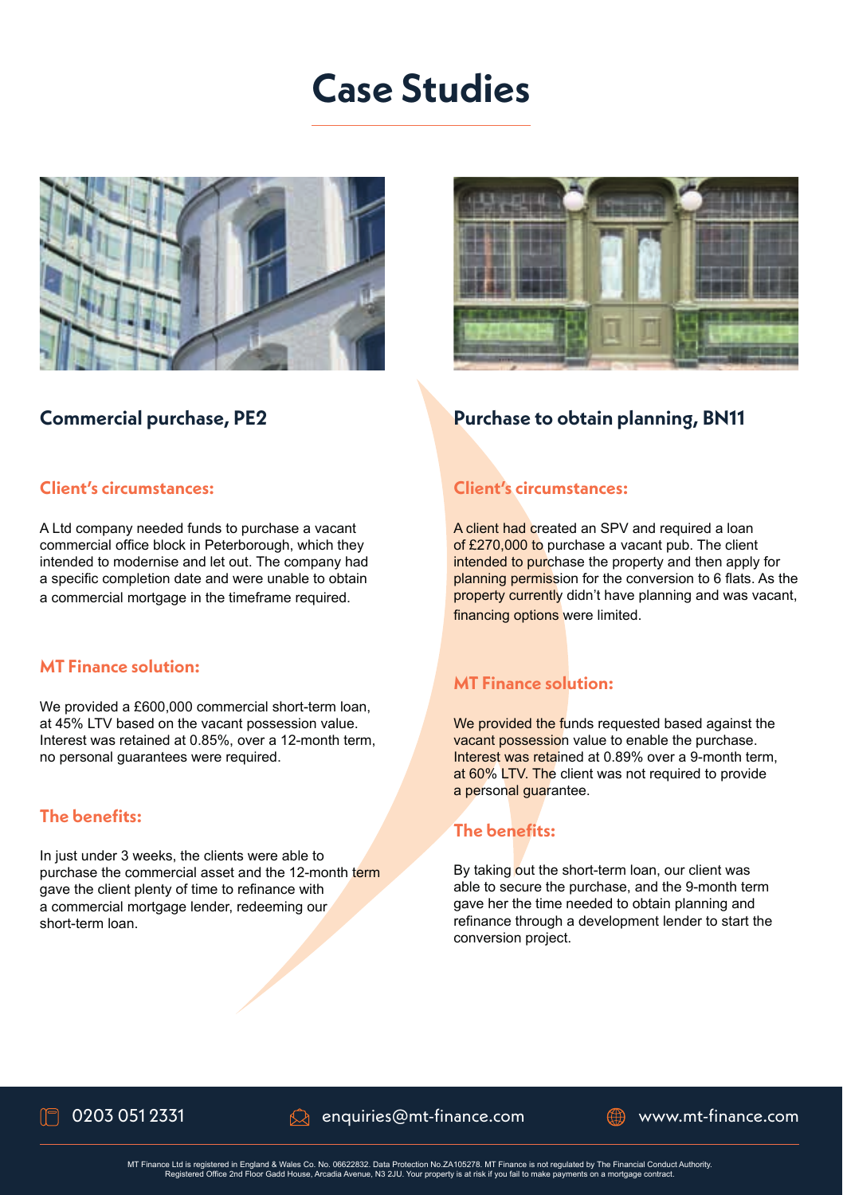# Case Studies

## Commercial purchase, PE2

### Client's circumstances:

A Ltd company needed funds to purchase a vacant commercial office block in Peterborough, which they intended to modernise and let out. The company had a specific completion date and were unable to obtain a commercial mortgage in the timeframe required.

### MT Finance solution:

We provided a £600,000 commercial short-term loan, at 45% LTV based on the vacant possession value. Interest was retained at 0.85%, over a 12-month term, no personal guarantees were required.

### The benefits:

In just under 3 weeks, the clients were able to purchase the commercial asset and the 12-month term gave the client plenty of time to refinance with a commercial mortgage lender, redeeming our short-term loan.

## Purchase to obtain planning, BN11

### Client's circumstances:

A client had created an SPV and required a loan of £270,000 to purchase a vacant pub. The client intended to purchase the property and then apply for planning permission for the conversion to 6 flats. As the property currently didn't have planning and was vacant, financing options were limited.

### MT Finance solution:

We provided the funds requested based against the vacant possession value to enable the purchase. Interest was retained at 0.89% over a 9-month term, at 60% LTV. The client was not required to provide a personal guarantee.

### The benefits:

By taking out the short-term loan, our client was able to secure the purchase, and the 9-month term gave her the time needed to obtain planning and refinance through a development lender to start the conversion project.

0203 051 2331 enquiries@mt-finance.com www.mt-finance.com

MT Finance Ltd is registered in England & Wales Co. No. 06622832. Data Protection No.ZA105278. MT Finance is not regulated by The Financial Conduct Authority. Registered Office 2nd Floor Gadd House, Arcadia Avenue, N3 2JU. Your property is at risk if you fail to make payments on a mortgage contract.